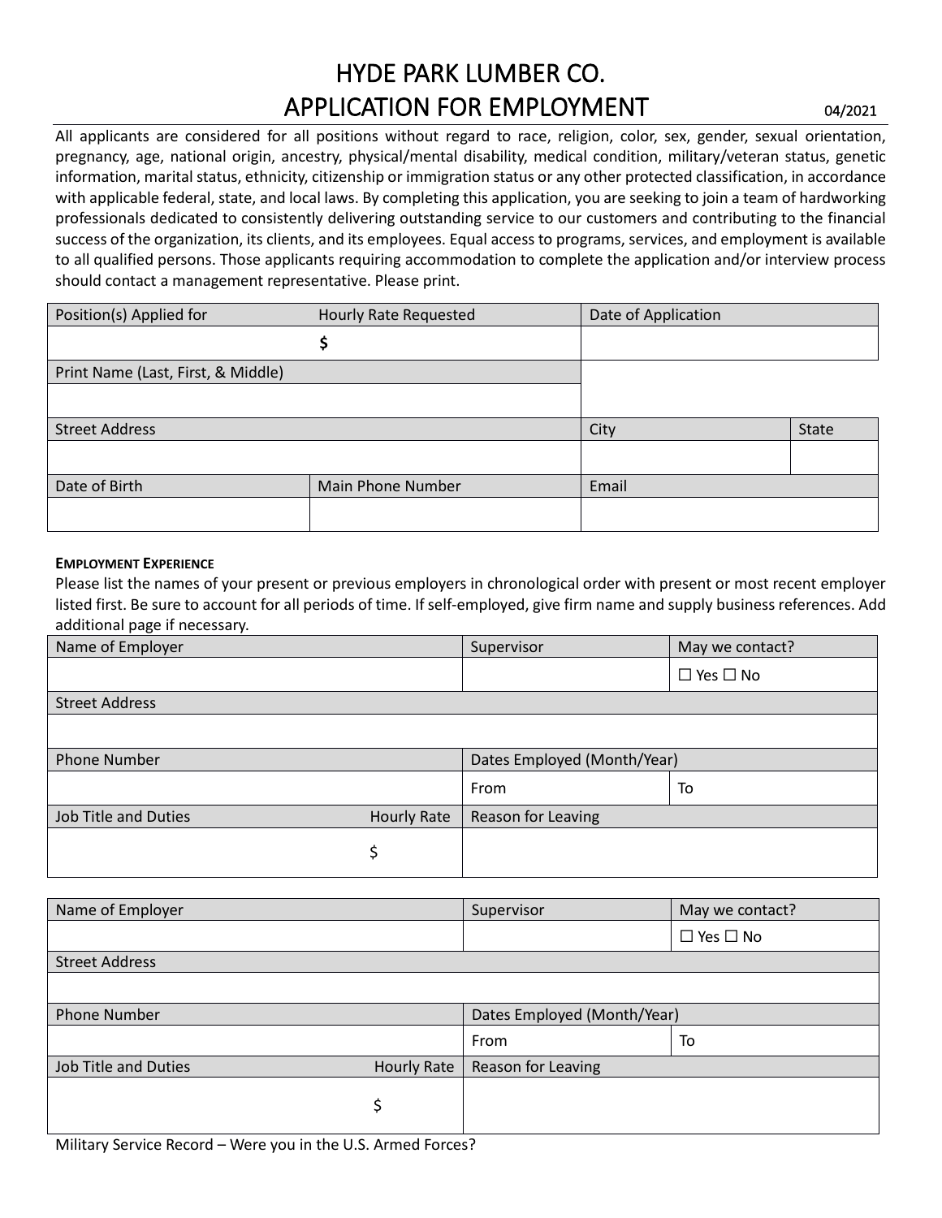# HYDE PARK LUMBER CO.
# APPLICATION FOR EMPLOYMENT

04/2021

All applicants are considered for all positions without regard to race, religion, color, sex, gender, sexual orientation, pregnancy, age, national origin, ancestry, physical/mental disability, medical condition, military/veteran status, genetic information, marital status, ethnicity, citizenship or immigration status or any other protected classification, in accordance with applicable federal, state, and local laws. By completing this application, you are seeking to join a team of hardworking professionals dedicated to consistently delivering outstanding service to our customers and contributing to the financial success of the organization, its clients, and its employees. Equal access to programs, services, and employment is available to all qualified persons. Those applicants requiring accommodation to complete the application and/or interview process should contact a management representative. Please print.

| Position(s) Applied for | Hourly Rate Requested | Date of Application | |
|---|---|---|---|
| | $ | | |
| Print Name (Last, First, & Middle) | | | |
| | | | |
| Street Address | | City | State |
| | | | |
| Date of Birth | Main Phone Number | Email | |
| | | | |

**EMPLOYMENT EXPERIENCE**

Please list the names of your present or previous employers in chronological order with present or most recent employer listed first. Be sure to account for all periods of time. If self-employed, give firm name and supply business references. Add additional page if necessary.

| Name of Employer | | Supervisor | May we contact? |
|---|---|---|---|
| | | | ☐ Yes ☐ No |
| Street Address | | | |
| | | | |
| Phone Number | | Dates Employed (Month/Year) | |
| | | From | To |
| Job Title and Duties | Hourly Rate | Reason for Leaving | |
| | $ | | |

| Name of Employer | | Supervisor | May we contact? |
|---|---|---|---|
| | | | ☐ Yes ☐ No |
| Street Address | | | |
| | | | |
| Phone Number | | Dates Employed (Month/Year) | |
| | | From | To |
| Job Title and Duties | Hourly Rate | Reason for Leaving | |
| | $ | | |

Military Service Record – Were you in the U.S. Armed Forces?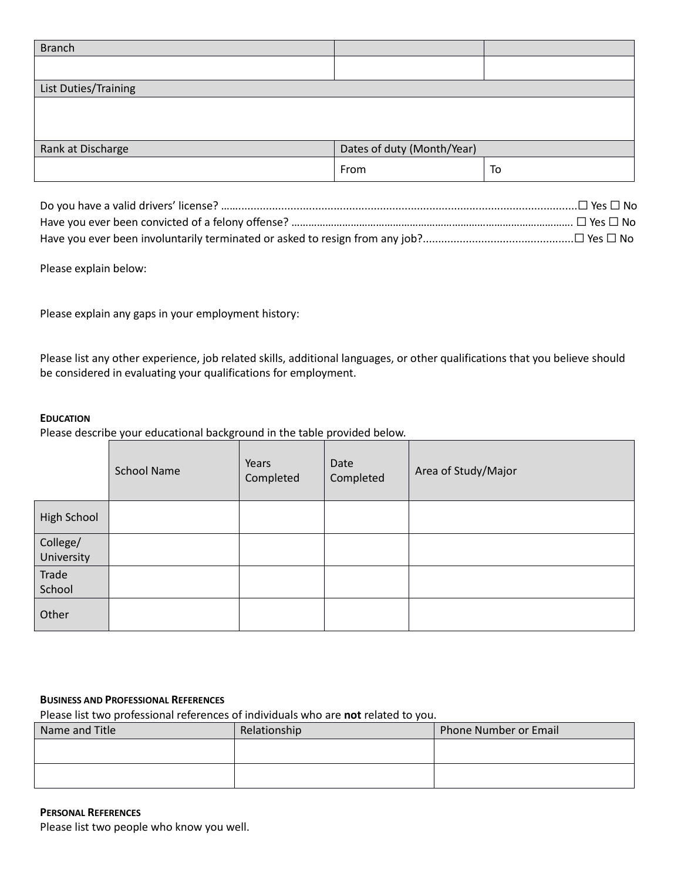| Branch | | |
| --- | --- | --- |
| | | |
| List Duties/Training | | |
| | | |
| Rank at Discharge | Dates of duty (Month/Year) | |
| | From | To |

Do you have a valid drivers' license? ………………………………………………………………………………………………☐ Yes ☐ No
Have you ever been convicted of a felony offense? ………………………………………………………………………………… ☐ Yes ☐ No
Have you ever been involuntarily terminated or asked to resign from any job?………………………………………☐ Yes ☐ No

Please explain below:

Please explain any gaps in your employment history:

Please list any other experience, job related skills, additional languages, or other qualifications that you believe should be considered in evaluating your qualifications for employment.

**EDUCATION**

Please describe your educational background in the table provided below.

| | School Name | Years Completed | Date Completed | Area of Study/Major |
| --- | --- | --- | --- | --- |
| High School | | | | |
| College/ University | | | | |
| Trade School | | | | |
| Other | | | | |

**BUSINESS AND PROFESSIONAL REFERENCES**

Please list two professional references of individuals who are **not** related to you.

| Name and Title | Relationship | Phone Number or Email |
| --- | --- | --- |
| | | |
| | | |

**PERSONAL REFERENCES**

Please list two people who know you well.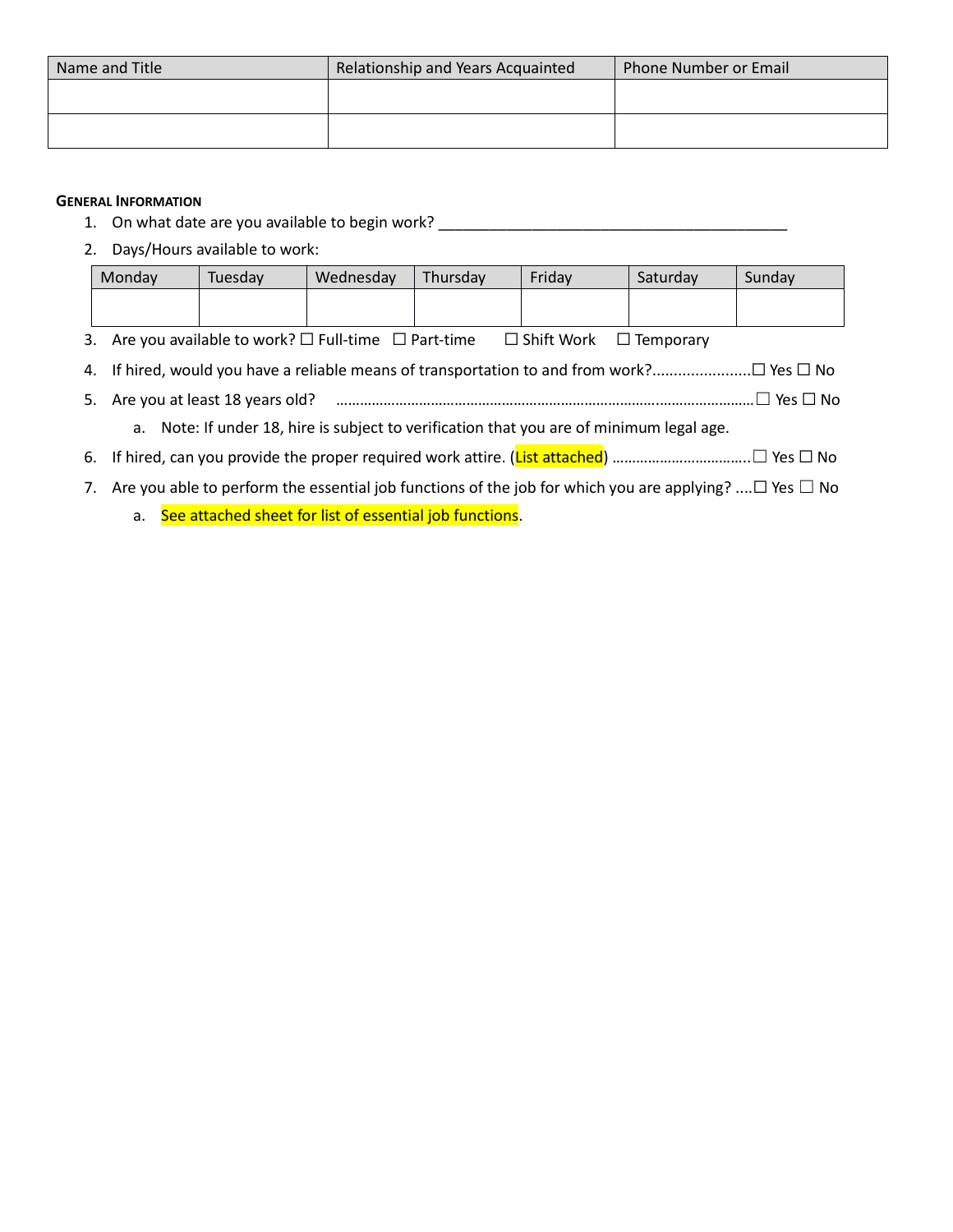| Name and Title | Relationship and Years Acquainted | Phone Number or Email |
|---|---|---|
| | | |
| | | |

#### GENERAL INFORMATION

1. On what date are you available to begin work? ___________________________________________
2. Days/Hours available to work:

| Monday | Tuesday | Wednesday | Thursday | Friday | Saturday | Sunday |
|---|---|---|---|---|---|---|
| | | | | | | |

3. Are you available to work? ☐ Full-time ☐ Part-time ☐ Shift Work ☐ Temporary
4. If hired, would you have a reliable means of transportation to and from work?......................☐ Yes ☐ No
5. Are you at least 18 years old? ………………………………………………………………………………………☐ Yes ☐ No
   a. Note: If under 18, hire is subject to verification that you are of minimum legal age.
6. If hired, can you provide the proper required work attire. (List attached) ……………………………..☐ Yes ☐ No
7. Are you able to perform the essential job functions of the job for which you are applying? ....☐ Yes ☐ No
   a. See attached sheet for list of essential job functions.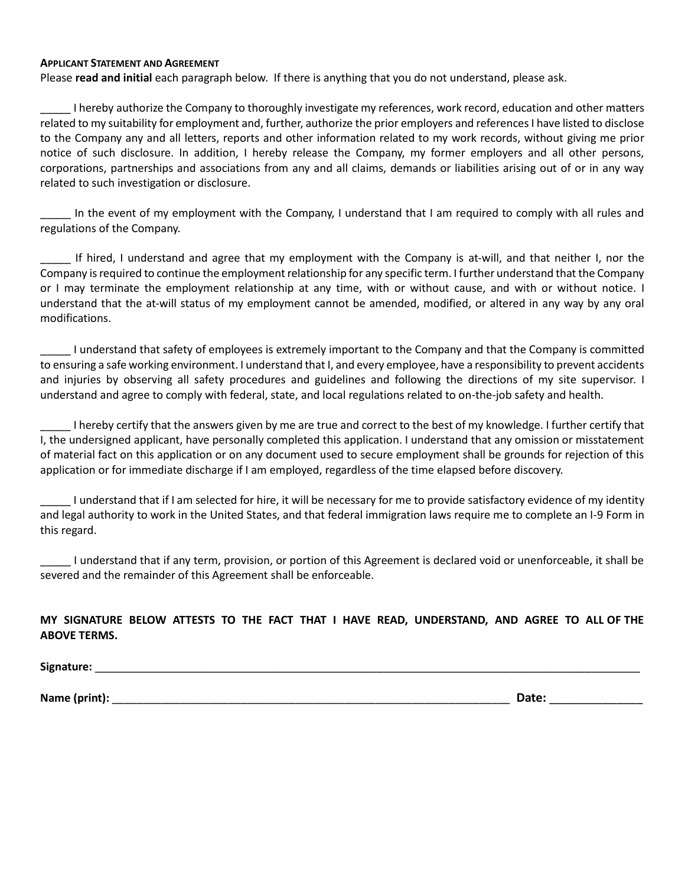## APPLICANT STATEMENT AND AGREEMENT

Please **read and initial** each paragraph below. If there is anything that you do not understand, please ask.

_____ I hereby authorize the Company to thoroughly investigate my references, work record, education and other matters related to my suitability for employment and, further, authorize the prior employers and references I have listed to disclose to the Company any and all letters, reports and other information related to my work records, without giving me prior notice of such disclosure. In addition, I hereby release the Company, my former employers and all other persons, corporations, partnerships and associations from any and all claims, demands or liabilities arising out of or in any way related to such investigation or disclosure.

_____ In the event of my employment with the Company, I understand that I am required to comply with all rules and regulations of the Company.

_____ If hired, I understand and agree that my employment with the Company is at-will, and that neither I, nor the Company is required to continue the employment relationship for any specific term. I further understand that the Company or I may terminate the employment relationship at any time, with or without cause, and with or without notice. I understand that the at-will status of my employment cannot be amended, modified, or altered in any way by any oral modifications.

_____ I understand that safety of employees is extremely important to the Company and that the Company is committed to ensuring a safe working environment. I understand that I, and every employee, have a responsibility to prevent accidents and injuries by observing all safety procedures and guidelines and following the directions of my site supervisor. I understand and agree to comply with federal, state, and local regulations related to on-the-job safety and health.

_____ I hereby certify that the answers given by me are true and correct to the best of my knowledge. I further certify that I, the undersigned applicant, have personally completed this application. I understand that any omission or misstatement of material fact on this application or on any document used to secure employment shall be grounds for rejection of this application or for immediate discharge if I am employed, regardless of the time elapsed before discovery.

_____ I understand that if I am selected for hire, it will be necessary for me to provide satisfactory evidence of my identity and legal authority to work in the United States, and that federal immigration laws require me to complete an I-9 Form in this regard.

_____ I understand that if any term, provision, or portion of this Agreement is declared void or unenforceable, it shall be severed and the remainder of this Agreement shall be enforceable.

**MY SIGNATURE BELOW ATTESTS TO THE FACT THAT I HAVE READ, UNDERSTAND, AND AGREE TO ALL OF THE ABOVE TERMS.**

**Signature:** ____________________________________________________________

**Name (print):** ______________________________________________ **Date:** _______________